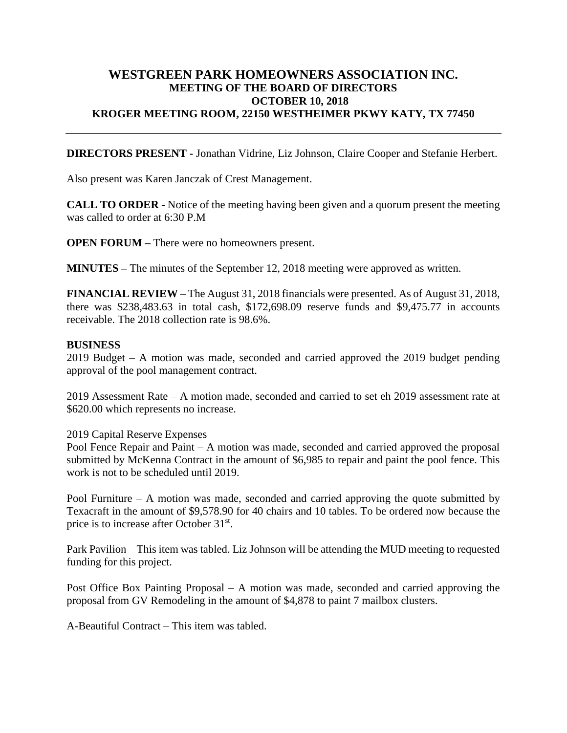# WESTGREEN PARK HOMEOWNERS ASSOCIATION INC.
## MEETING OF THE BOARD OF DIRECTORS
## OCTOBER 10, 2018
## KROGER MEETING ROOM, 22150 WESTHEIMER PKWY KATY, TX 77450

---

**DIRECTORS PRESENT -** Jonathan Vidrine, Liz Johnson, Claire Cooper and Stefanie Herbert.

Also present was Karen Janczak of Crest Management.

**CALL TO ORDER -** Notice of the meeting having been given and a quorum present the meeting was called to order at 6:30 P.M

**OPEN FORUM –** There were no homeowners present.

**MINUTES –** The minutes of the September 12, 2018 meeting were approved as written.

**FINANCIAL REVIEW** – The August 31, 2018 financials were presented. As of August 31, 2018, there was $238,483.63 in total cash, $172,698.09 reserve funds and $9,475.77 in accounts receivable. The 2018 collection rate is 98.6%.

**BUSINESS**

2019 Budget – A motion was made, seconded and carried approved the 2019 budget pending approval of the pool management contract.

2019 Assessment Rate – A motion made, seconded and carried to set eh 2019 assessment rate at $620.00 which represents no increase.

2019 Capital Reserve Expenses

Pool Fence Repair and Paint – A motion was made, seconded and carried approved the proposal submitted by McKenna Contract in the amount of $6,985 to repair and paint the pool fence. This work is not to be scheduled until 2019.

Pool Furniture – A motion was made, seconded and carried approving the quote submitted by Texacraft in the amount of $9,578.90 for 40 chairs and 10 tables. To be ordered now because the price is to increase after October 31st.

Park Pavilion – This item was tabled. Liz Johnson will be attending the MUD meeting to requested funding for this project.

Post Office Box Painting Proposal – A motion was made, seconded and carried approving the proposal from GV Remodeling in the amount of $4,878 to paint 7 mailbox clusters.

A-Beautiful Contract – This item was tabled.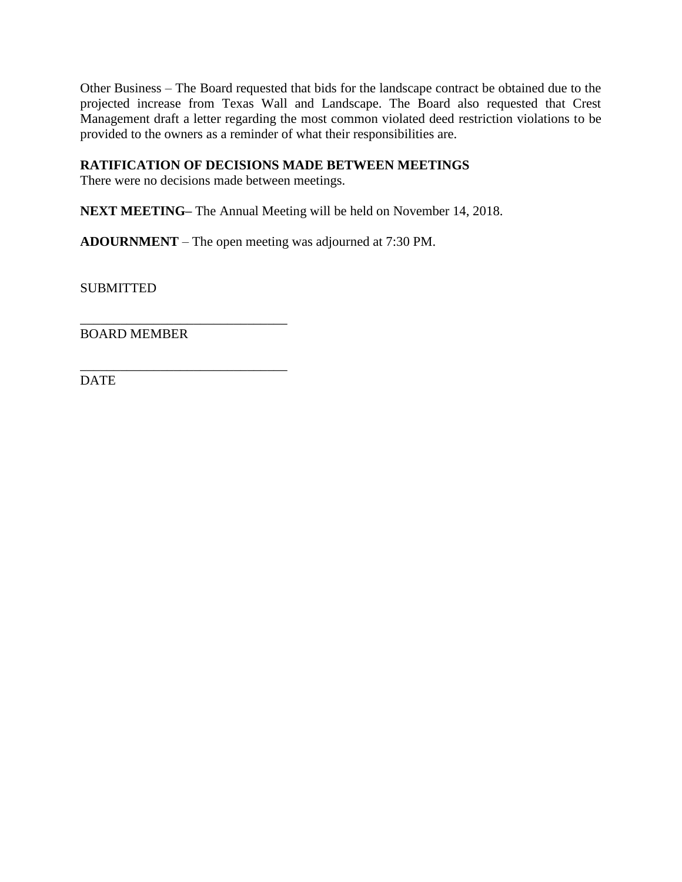Other Business – The Board requested that bids for the landscape contract be obtained due to the projected increase from Texas Wall and Landscape. The Board also requested that Crest Management draft a letter regarding the most common violated deed restriction violations to be provided to the owners as a reminder of what their responsibilities are.

**RATIFICATION OF DECISIONS MADE BETWEEN MEETINGS**
There were no decisions made between meetings.

**NEXT MEETING–** The Annual Meeting will be held on November 14, 2018.

**ADOURNMENT** – The open meeting was adjourned at 7:30 PM.

SUBMITTED

_______________________________
BOARD MEMBER

_______________________________
DATE